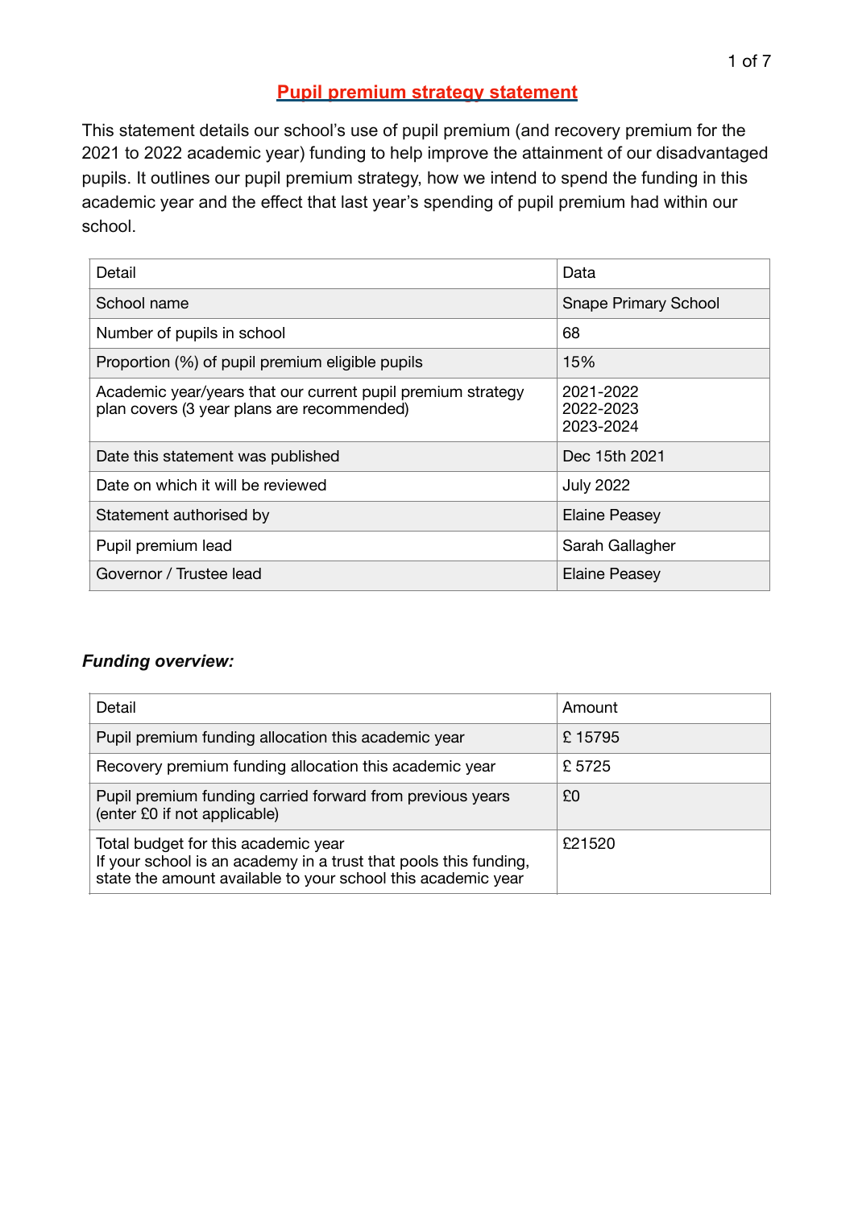# Pupil premium strategy statement

This statement details our school's use of pupil premium (and recovery premium for the 2021 to 2022 academic year) funding to help improve the attainment of our disadvantaged pupils. It outlines our pupil premium strategy, how we intend to spend the funding in this academic year and the effect that last year's spending of pupil premium had within our school.

| Detail | Data |
|---|---|
| School name | Snape Primary School |
| Number of pupils in school | 68 |
| Proportion (%) of pupil premium eligible pupils | 15% |
| Academic year/years that our current pupil premium strategy plan covers (3 year plans are recommended) | 2021-2022<br>2022-2023<br>2023-2024 |
| Date this statement was published | Dec 15th 2021 |
| Date on which it will be reviewed | July 2022 |
| Statement authorised by | Elaine Peasey |
| Pupil premium lead | Sarah Gallagher |
| Governor / Trustee lead | Elaine Peasey |

***Funding overview:***

| Detail | Amount |
|---|---|
| Pupil premium funding allocation this academic year | £ 15795 |
| Recovery premium funding allocation this academic year | £ 5725 |
| Pupil premium funding carried forward from previous years (enter £0 if not applicable) | £0 |
| Total budget for this academic year<br>If your school is an academy in a trust that pools this funding, state the amount available to your school this academic year | £21520 |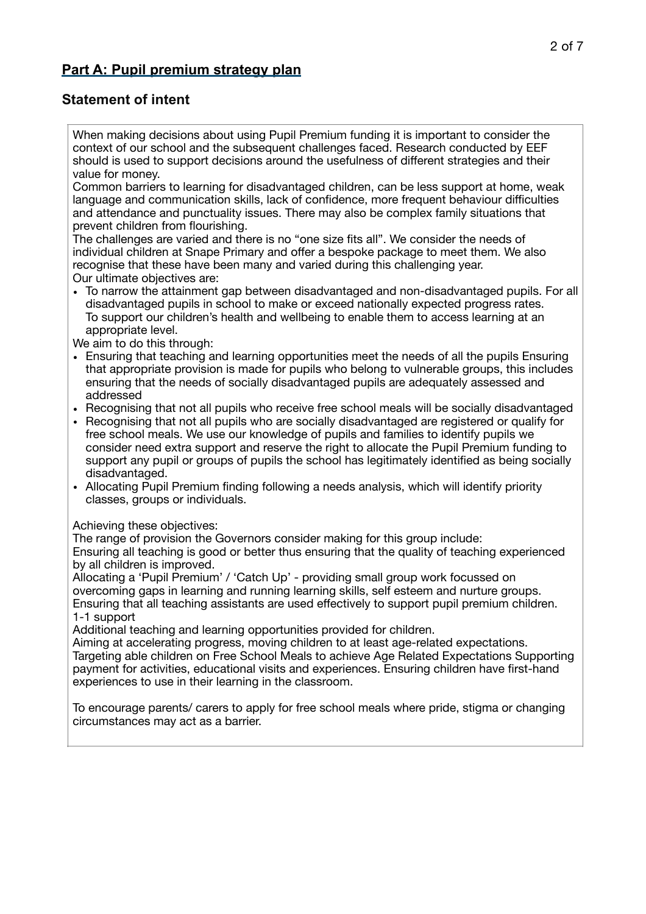## Part A: Pupil premium strategy plan

### Statement of intent

When making decisions about using Pupil Premium funding it is important to consider the context of our school and the subsequent challenges faced. Research conducted by EEF should is used to support decisions around the usefulness of different strategies and their value for money.

Common barriers to learning for disadvantaged children, can be less support at home, weak language and communication skills, lack of confidence, more frequent behaviour difficulties and attendance and punctuality issues. There may also be complex family situations that prevent children from flourishing.

The challenges are varied and there is no "one size fits all". We consider the needs of individual children at Snape Primary and offer a bespoke package to meet them. We also recognise that these have been many and varied during this challenging year.

Our ultimate objectives are:

- To narrow the attainment gap between disadvantaged and non-disadvantaged pupils. For all disadvantaged pupils in school to make or exceed nationally expected progress rates. To support our children's health and wellbeing to enable them to access learning at an appropriate level.

We aim to do this through:

- Ensuring that teaching and learning opportunities meet the needs of all the pupils Ensuring that appropriate provision is made for pupils who belong to vulnerable groups, this includes ensuring that the needs of socially disadvantaged pupils are adequately assessed and addressed
- Recognising that not all pupils who receive free school meals will be socially disadvantaged
- Recognising that not all pupils who are socially disadvantaged are registered or qualify for free school meals. We use our knowledge of pupils and families to identify pupils we consider need extra support and reserve the right to allocate the Pupil Premium funding to support any pupil or groups of pupils the school has legitimately identified as being socially disadvantaged.
- Allocating Pupil Premium finding following a needs analysis, which will identify priority classes, groups or individuals.

Achieving these objectives:

The range of provision the Governors consider making for this group include:

Ensuring all teaching is good or better thus ensuring that the quality of teaching experienced by all children is improved.

Allocating a 'Pupil Premium' / 'Catch Up' - providing small group work focussed on overcoming gaps in learning and running learning skills, self esteem and nurture groups.

Ensuring that all teaching assistants are used effectively to support pupil premium children.

1-1 support

Additional teaching and learning opportunities provided for children.

Aiming at accelerating progress, moving children to at least age-related expectations.

Targeting able children on Free School Meals to achieve Age Related Expectations Supporting payment for activities, educational visits and experiences. Ensuring children have first-hand experiences to use in their learning in the classroom.

To encourage parents/ carers to apply for free school meals where pride, stigma or changing circumstances may act as a barrier.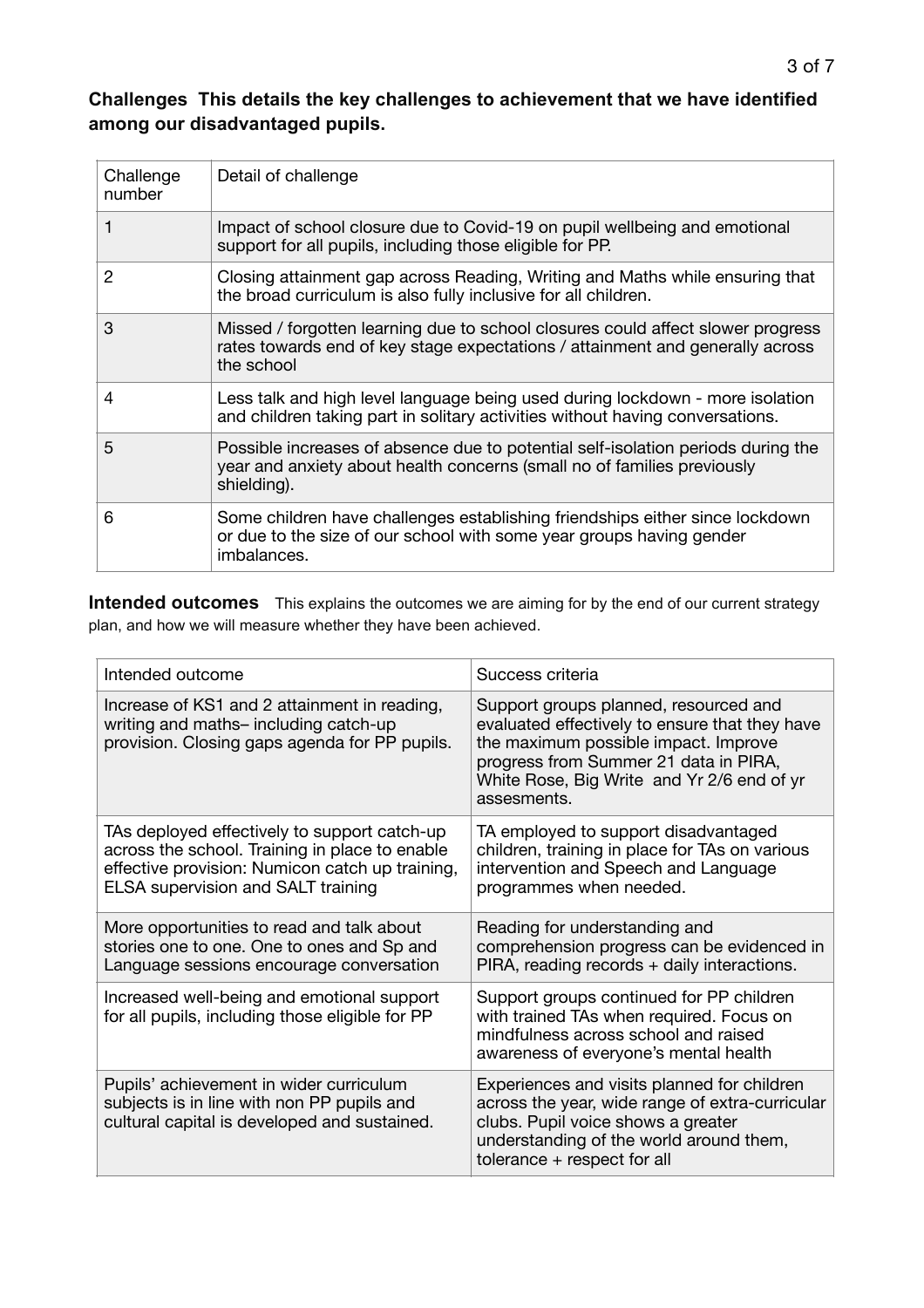**Challenges  This details the key challenges to achievement that we have identified among our disadvantaged pupils.**

| Challenge number | Detail of challenge |
|---|---|
| 1 | Impact of school closure due to Covid-19 on pupil wellbeing and emotional support for all pupils, including those eligible for PP. |
| 2 | Closing attainment gap across Reading, Writing and Maths while ensuring that the broad curriculum is also fully inclusive for all children. |
| 3 | Missed / forgotten learning due to school closures could affect slower progress rates towards end of key stage expectations / attainment and generally across the school |
| 4 | Less talk and high level language being used during lockdown - more isolation and children taking part in solitary activities without having conversations. |
| 5 | Possible increases of absence due to potential self-isolation periods during the year and anxiety about health concerns (small no of families previously shielding). |
| 6 | Some children have challenges establishing friendships either since lockdown or due to the size of our school with some year groups having gender imbalances. |

**Intended outcomes**   This explains the outcomes we are aiming for by the end of our current strategy plan, and how we will measure whether they have been achieved.

| Intended outcome | Success criteria |
|---|---|
| Increase of KS1 and 2 attainment in reading, writing and maths– including catch-up provision. Closing gaps agenda for PP pupils. | Support groups planned, resourced and evaluated effectively to ensure that they have the maximum possible impact. Improve progress from Summer 21 data in PIRA, White Rose, Big Write  and Yr 2/6 end of yr assesments. |
| TAs deployed effectively to support catch-up across the school. Training in place to enable effective provision: Numicon catch up training, ELSA supervision and SALT training | TA employed to support disadvantaged children, training in place for TAs on various intervention and Speech and Language programmes when needed. |
| More opportunities to read and talk about stories one to one. One to ones and Sp and Language sessions encourage conversation | Reading for understanding and comprehension progress can be evidenced in PIRA, reading records + daily interactions. |
| Increased well-being and emotional support for all pupils, including those eligible for PP | Support groups continued for PP children with trained TAs when required. Focus on mindfulness across school and raised awareness of everyone's mental health |
| Pupils' achievement in wider curriculum subjects is in line with non PP pupils and cultural capital is developed and sustained. | Experiences and visits planned for children across the year, wide range of extra-curricular clubs. Pupil voice shows a greater understanding of the world around them, tolerance + respect for all |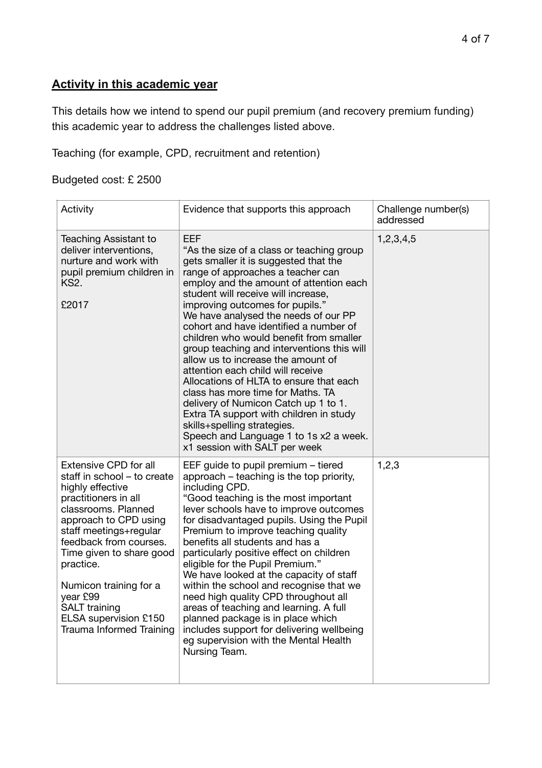## **Activity in this academic year**

This details how we intend to spend our pupil premium (and recovery premium funding) this academic year to address the challenges listed above.

Teaching (for example, CPD, recruitment and retention)

Budgeted cost: £ 2500

| Activity | Evidence that supports this approach | Challenge number(s) addressed |
| --- | --- | --- |
| Teaching Assistant to deliver interventions, nurture and work with pupil premium children in KS2.<br><br>£2017 | EEF<br>"As the size of a class or teaching group gets smaller it is suggested that the range of approaches a teacher can employ and the amount of attention each student will receive will increase, improving outcomes for pupils."<br>We have analysed the needs of our PP cohort and have identified a number of children who would benefit from smaller group teaching and interventions this will allow us to increase the amount of attention each child will receive<br>Allocations of HLTA to ensure that each class has more time for Maths. TA delivery of Numicon Catch up 1 to 1.<br>Extra TA support with children in study skills+spelling strategies.<br>Speech and Language 1 to 1s x2 a week. x1 session with SALT per week | 1,2,3,4,5 |
| Extensive CPD for all staff in school – to create highly effective practitioners in all classrooms. Planned approach to CPD using staff meetings+regular feedback from courses. Time given to share good practice.<br><br>Numicon training for a year £99<br>SALT training<br>ELSA supervision £150<br>Trauma Informed Training | EEF guide to pupil premium – tiered approach – teaching is the top priority, including CPD.<br>"Good teaching is the most important lever schools have to improve outcomes for disadvantaged pupils. Using the Pupil Premium to improve teaching quality benefits all students and has a particularly positive effect on children eligible for the Pupil Premium."<br>We have looked at the capacity of staff within the school and recognise that we need high quality CPD throughout all areas of teaching and learning. A full planned package is in place which includes support for delivering wellbeing eg supervision with the Mental Health Nursing Team. | 1,2,3 |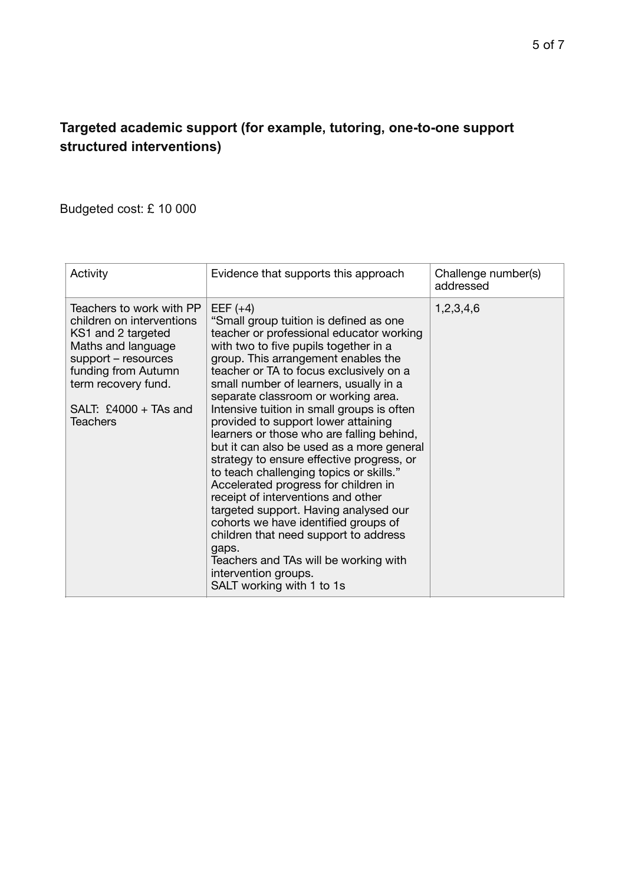## Targeted academic support (for example, tutoring, one-to-one support structured interventions)

Budgeted cost: £ 10 000

| Activity | Evidence that supports this approach | Challenge number(s) addressed |
| --- | --- | --- |
| Teachers to work with PP children on interventions KS1 and 2 targeted Maths and language support – resources funding from Autumn term recovery fund.<br><br>SALT: £4000 + TAs and Teachers | EEF (+4)<br>"Small group tuition is defined as one teacher or professional educator working with two to five pupils together in a group. This arrangement enables the teacher or TA to focus exclusively on a small number of learners, usually in a separate classroom or working area. Intensive tuition in small groups is often provided to support lower attaining learners or those who are falling behind, but it can also be used as a more general strategy to ensure effective progress, or to teach challenging topics or skills."<br>Accelerated progress for children in receipt of interventions and other targeted support. Having analysed our cohorts we have identified groups of children that need support to address gaps.<br>Teachers and TAs will be working with intervention groups.<br>SALT working with 1 to 1s | 1,2,3,4,6 |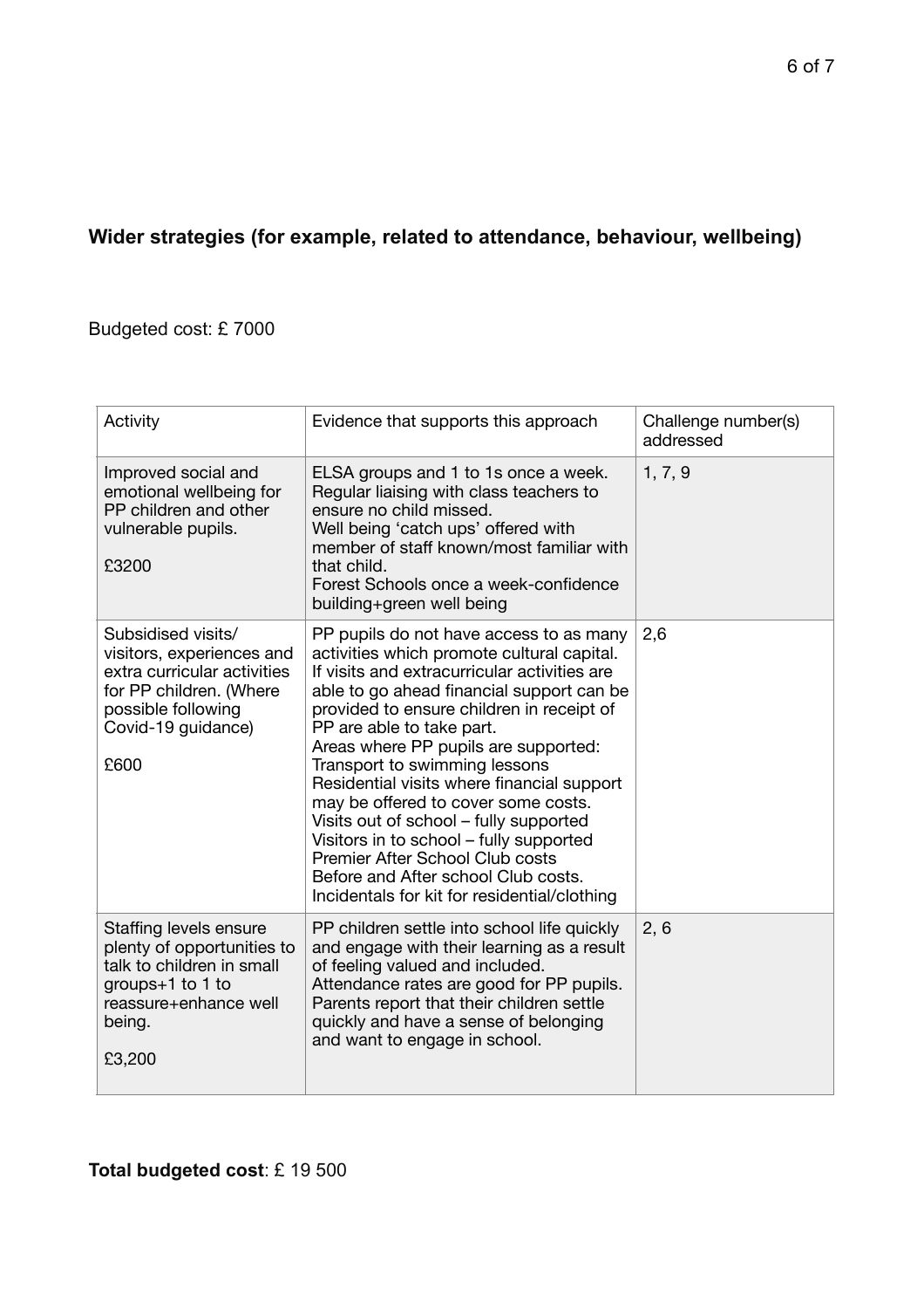**Wider strategies (for example, related to attendance, behaviour, wellbeing)**

Budgeted cost: £ 7000

| Activity | Evidence that supports this approach | Challenge number(s) addressed |
|---|---|---|
| Improved social and emotional wellbeing for PP children and other vulnerable pupils.<br><br>£3200 | ELSA groups and 1 to 1s once a week.<br>Regular liaising with class teachers to ensure no child missed.<br>Well being 'catch ups' offered with member of staff known/most familiar with that child.<br>Forest Schools once a week-confidence building+green well being | 1, 7, 9 |
| Subsidised visits/ visitors, experiences and extra curricular activities for PP children. (Where possible following Covid-19 guidance)<br><br>£600 | PP pupils do not have access to as many activities which promote cultural capital. If visits and extracurricular activities are able to go ahead financial support can be provided to ensure children in receipt of PP are able to take part.<br>Areas where PP pupils are supported:<br>Transport to swimming lessons<br>Residential visits where financial support may be offered to cover some costs.<br>Visits out of school – fully supported<br>Visitors in to school – fully supported<br>Premier After School Club costs<br>Before and After school Club costs.<br>Incidentals for kit for residential/clothing | 2,6 |
| Staffing levels ensure plenty of opportunities to talk to children in small groups+1 to 1 to reassure+enhance well being.<br><br>£3,200 | PP children settle into school life quickly and engage with their learning as a result of feeling valued and included.<br>Attendance rates are good for PP pupils.<br>Parents report that their children settle quickly and have a sense of belonging and want to engage in school. | 2, 6 |

**Total budgeted cost**: £ 19 500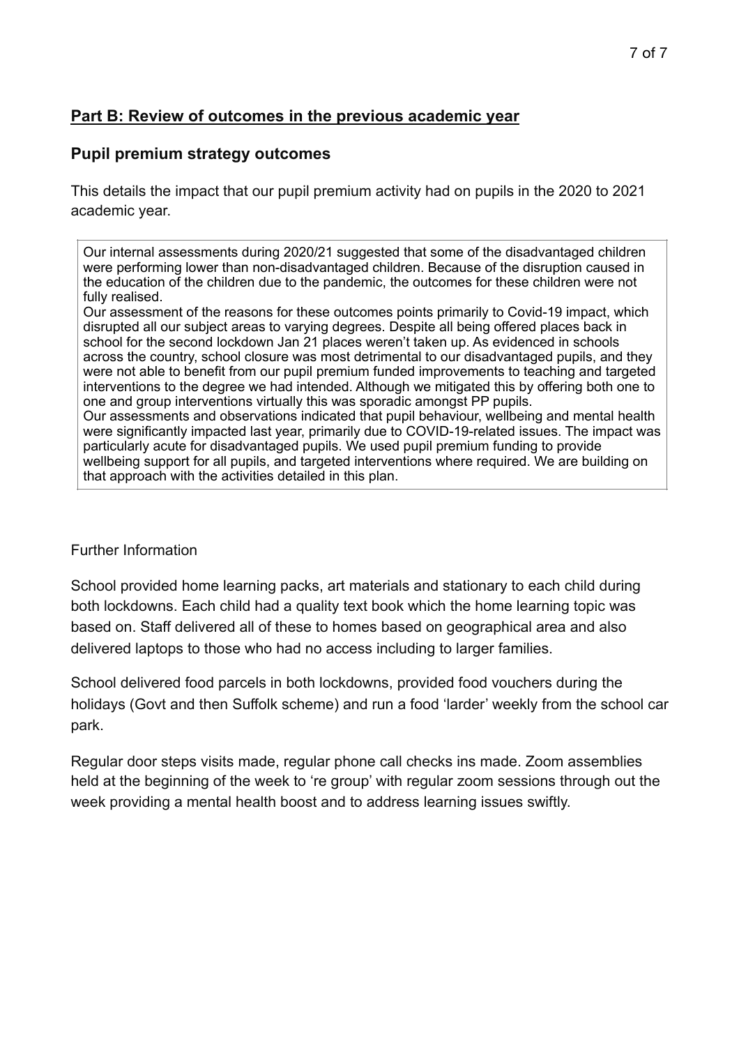## Part B: Review of outcomes in the previous academic year

### Pupil premium strategy outcomes

This details the impact that our pupil premium activity had on pupils in the 2020 to 2021 academic year.

| |
|---|
| Our internal assessments during 2020/21 suggested that some of the disadvantaged children were performing lower than non-disadvantaged children. Because of the disruption caused in the education of the children due to the pandemic, the outcomes for these children were not fully realised.<br>Our assessment of the reasons for these outcomes points primarily to Covid-19 impact, which disrupted all our subject areas to varying degrees. Despite all being offered places back in school for the second lockdown Jan 21 places weren't taken up. As evidenced in schools across the country, school closure was most detrimental to our disadvantaged pupils, and they were not able to benefit from our pupil premium funded improvements to teaching and targeted interventions to the degree we had intended. Although we mitigated this by offering both one to one and group interventions virtually this was sporadic amongst PP pupils.<br>Our assessments and observations indicated that pupil behaviour, wellbeing and mental health were significantly impacted last year, primarily due to COVID-19-related issues. The impact was particularly acute for disadvantaged pupils. We used pupil premium funding to provide wellbeing support for all pupils, and targeted interventions where required. We are building on that approach with the activities detailed in this plan. |

Further Information

School provided home learning packs, art materials and stationary to each child during both lockdowns. Each child had a quality text book which the home learning topic was based on. Staff delivered all of these to homes based on geographical area and also delivered laptops to those who had no access including to larger families.

School delivered food parcels in both lockdowns, provided food vouchers during the holidays (Govt and then Suffolk scheme) and run a food 'larder' weekly from the school car park.

Regular door steps visits made, regular phone call checks ins made. Zoom assemblies held at the beginning of the week to 're group' with regular zoom sessions through out the week providing a mental health boost and to address learning issues swiftly.